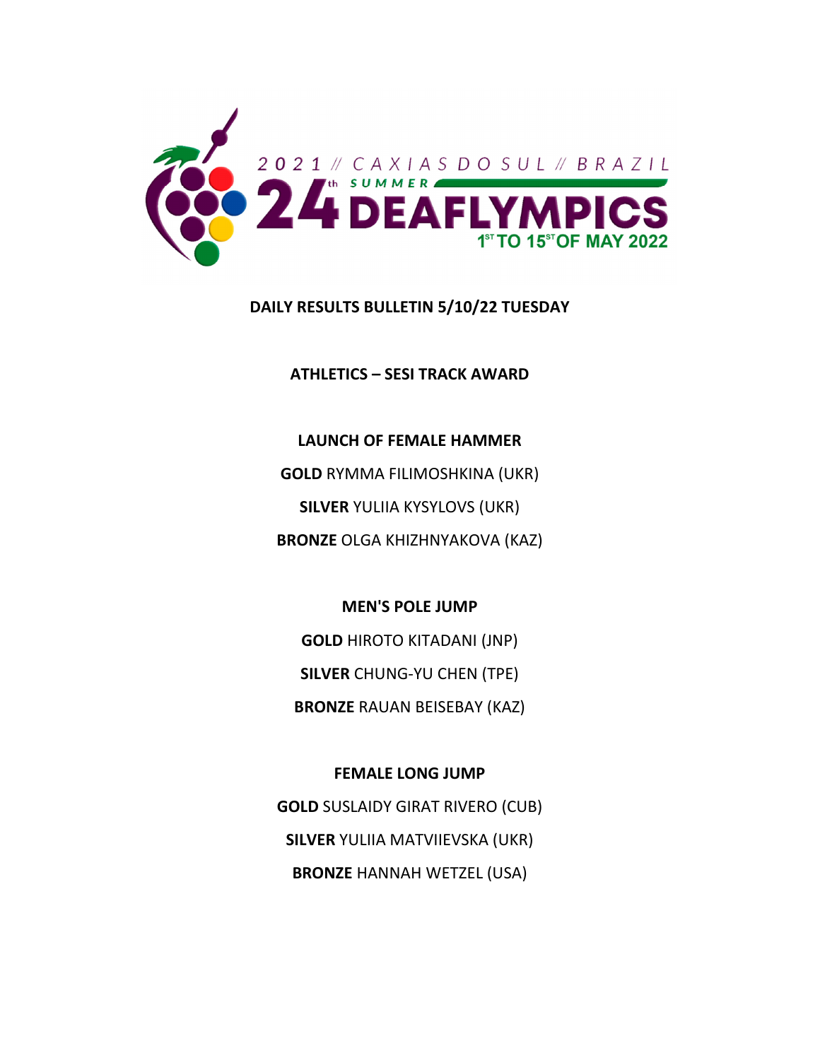2021 // CAXIAS DO SUL // BRAZIL

24th SUMMER DEAFLYMPICS

1ST TO 15ST OF MAY 2022

**DAILY RESULTS BULLETIN 5/10/22 TUESDAY**

**ATHLETICS – SESI TRACK AWARD**

**LAUNCH OF FEMALE HAMMER**

**GOLD** RYMMA FILIMOSHKINA (UKR)

**SILVER** YULIIA KYSYLOVS (UKR)

**BRONZE** OLGA KHIZHNYAKOVA (KAZ)

**MEN'S POLE JUMP**

**GOLD** HIROTO KITADANI (JNP)

**SILVER** CHUNG-YU CHEN (TPE)

**BRONZE** RAUAN BEISEBAY (KAZ)

**FEMALE LONG JUMP**

**GOLD** SUSLAIDY GIRAT RIVERO (CUB)

**SILVER** YULIIA MATVIIEVSKA (UKR)

**BRONZE** HANNAH WETZEL (USA)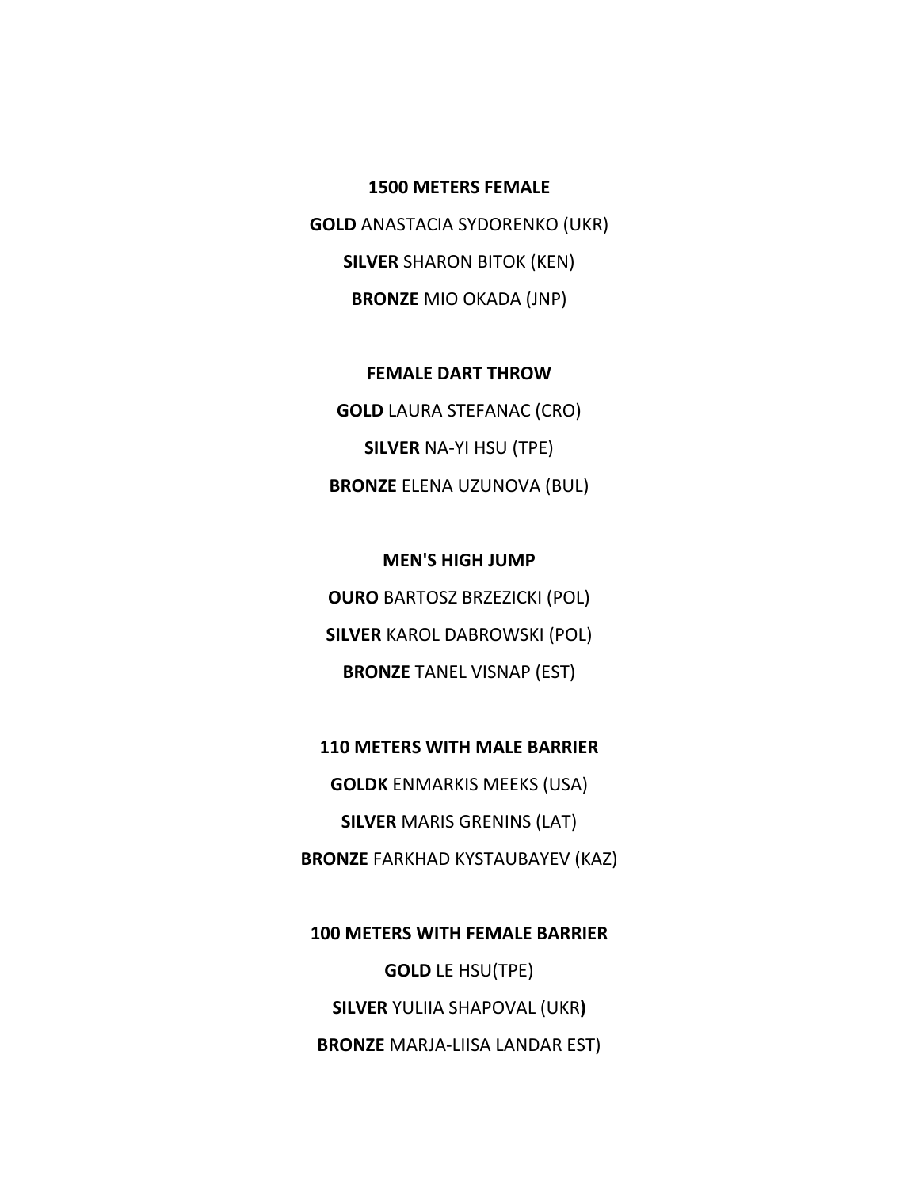**1500 METERS FEMALE**

**GOLD** ANASTACIA SYDORENKO (UKR)

**SILVER** SHARON BITOK (KEN)

**BRONZE** MIO OKADA (JNP)

**FEMALE DART THROW**

**GOLD** LAURA STEFANAC (CRO)

**SILVER** NA-YI HSU (TPE)

**BRONZE** ELENA UZUNOVA (BUL)

**MEN'S HIGH JUMP**

**OURO** BARTOSZ BRZEZICKI (POL)

**SILVER** KAROL DABROWSKI (POL)

**BRONZE** TANEL VISNAP (EST)

**110 METERS WITH MALE BARRIER**

**GOLDK** ENMARKIS MEEKS (USA)

**SILVER** MARIS GRENINS (LAT)

**BRONZE** FARKHAD KYSTAUBAYEV (KAZ)

**100 METERS WITH FEMALE BARRIER**

**GOLD** LE HSU(TPE)

**SILVER** YULIIA SHAPOVAL (UKR**)**

**BRONZE** MARJA-LIISA LANDAR EST)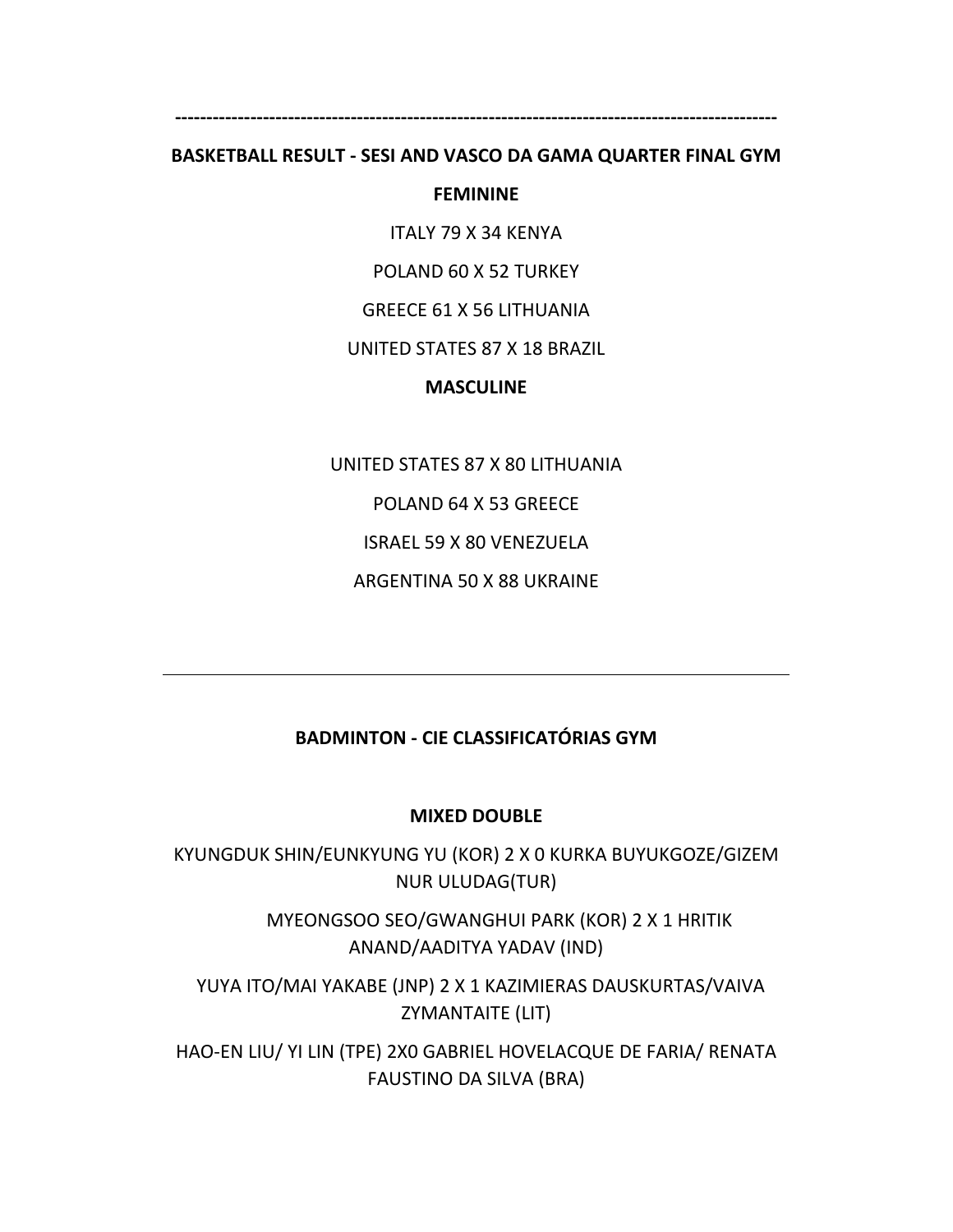---

**BASKETBALL RESULT - SESI AND VASCO DA GAMA QUARTER FINAL GYM**

**FEMININE**

ITALY 79 X 34 KENYA

POLAND 60 X 52 TURKEY

GREECE 61 X 56 LITHUANIA

UNITED STATES 87 X 18 BRAZIL

**MASCULINE**

UNITED STATES 87 X 80 LITHUANIA

POLAND 64 X 53 GREECE

ISRAEL 59 X 80 VENEZUELA

ARGENTINA 50 X 88 UKRAINE

---

**BADMINTON - CIE CLASSIFICATÓRIAS GYM**

**MIXED DOUBLE**

KYUNGDUK SHIN/EUNKYUNG YU (KOR) 2 X 0 KURKA BUYUKGOZE/GIZEM NUR ULUDAG(TUR)

MYEONGSOO SEO/GWANGHUI PARK (KOR) 2 X 1 HRITIK ANAND/AADITYA YADAV (IND)

YUYA ITO/MAI YAKABE (JNP) 2 X 1 KAZIMIERAS DAUSKURTAS/VAIVA ZYMANTAITE (LIT)

HAO-EN LIU/ YI LIN (TPE) 2X0 GABRIEL HOVELACQUE DE FARIA/ RENATA FAUSTINO DA SILVA (BRA)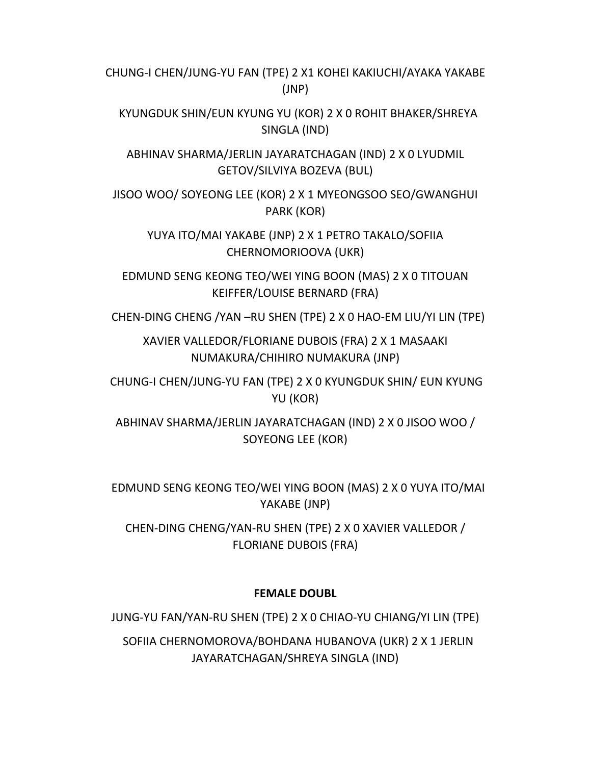CHUNG-I CHEN/JUNG-YU FAN (TPE) 2 X1 KOHEI KAKIUCHI/AYAKA YAKABE (JNP)

KYUNGDUK SHIN/EUN KYUNG YU (KOR) 2 X 0 ROHIT BHAKER/SHREYA SINGLA (IND)

ABHINAV SHARMA/JERLIN JAYARATCHAGAN (IND) 2 X 0 LYUDMIL GETOV/SILVIYA BOZEVA (BUL)

JISOO WOO/ SOYEONG LEE (KOR) 2 X 1 MYEONGSOO SEO/GWANGHUI PARK (KOR)

YUYA ITO/MAI YAKABE (JNP) 2 X 1 PETRO TAKALO/SOFIIA CHERNOMORIOOVA (UKR)

EDMUND SENG KEONG TEO/WEI YING BOON (MAS) 2 X 0 TITOUAN KEIFFER/LOUISE BERNARD (FRA)

CHEN-DING CHENG /YAN –RU SHEN (TPE) 2 X 0 HAO-EM LIU/YI LIN (TPE)

XAVIER VALLEDOR/FLORIANE DUBOIS (FRA) 2 X 1 MASAAKI NUMAKURA/CHIHIRO NUMAKURA (JNP)

CHUNG-I CHEN/JUNG-YU FAN (TPE) 2 X 0 KYUNGDUK SHIN/ EUN KYUNG YU (KOR)

ABHINAV SHARMA/JERLIN JAYARATCHAGAN (IND) 2 X 0 JISOO WOO / SOYEONG LEE (KOR)

EDMUND SENG KEONG TEO/WEI YING BOON (MAS) 2 X 0 YUYA ITO/MAI YAKABE (JNP)

CHEN-DING CHENG/YAN-RU SHEN (TPE) 2 X 0 XAVIER VALLEDOR / FLORIANE DUBOIS (FRA)

**FEMALE DOUBL**

JUNG-YU FAN/YAN-RU SHEN (TPE) 2 X 0 CHIAO-YU CHIANG/YI LIN (TPE)

SOFIIA CHERNOMOROVA/BOHDANA HUBANOVA (UKR) 2 X 1 JERLIN JAYARATCHAGAN/SHREYA SINGLA (IND)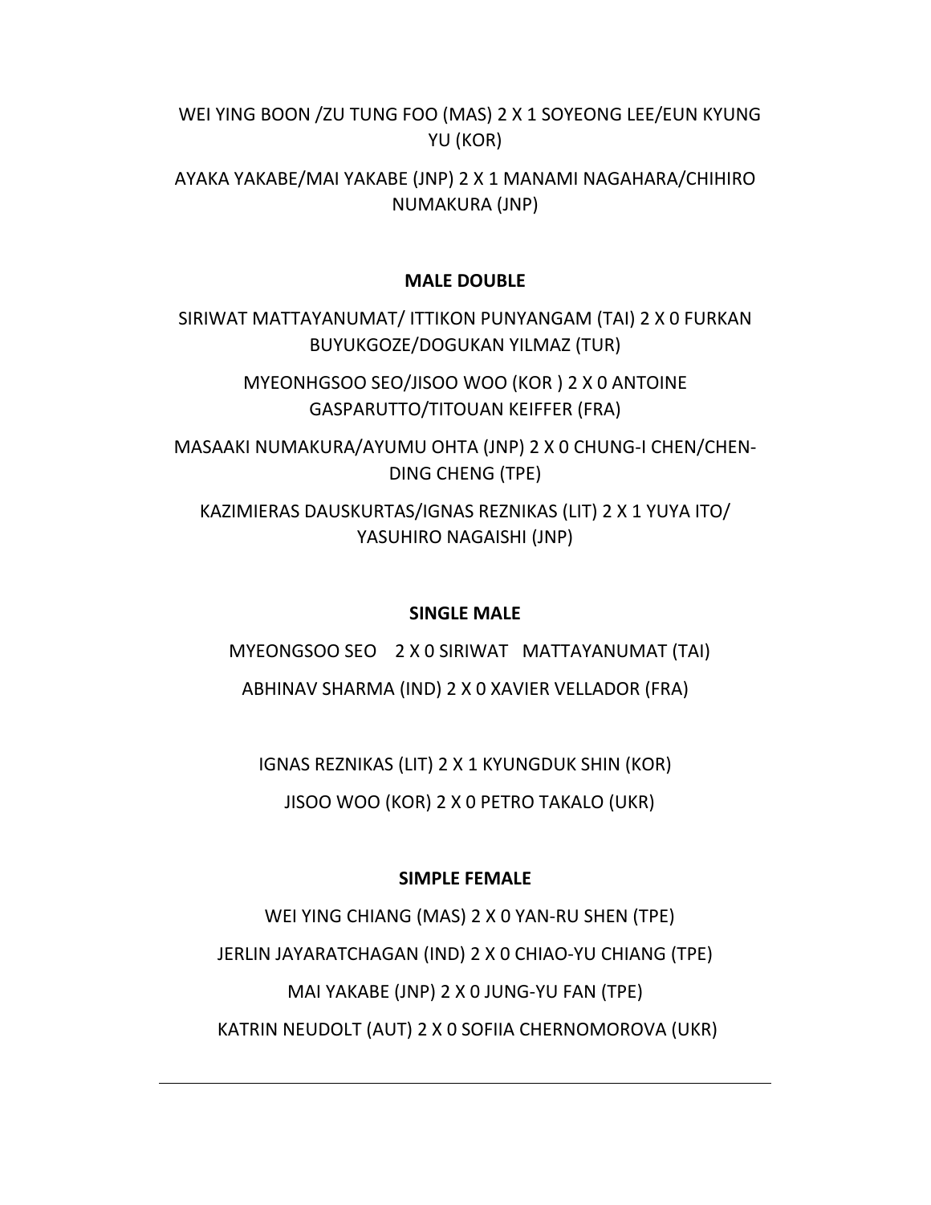WEI YING BOON /ZU TUNG FOO (MAS) 2 X 1 SOYEONG LEE/EUN KYUNG YU (KOR)

AYAKA YAKABE/MAI YAKABE (JNP) 2 X 1 MANAMI NAGAHARA/CHIHIRO NUMAKURA (JNP)

**MALE DOUBLE**

SIRIWAT MATTAYANUMAT/ ITTIKON PUNYANGAM (TAI) 2 X 0 FURKAN BUYUKGOZE/DOGUKAN YILMAZ (TUR)

MYEONHGSOO SEO/JISOO WOO (KOR ) 2 X 0 ANTOINE GASPARUTTO/TITOUAN KEIFFER (FRA)

MASAAKI NUMAKURA/AYUMU OHTA (JNP) 2 X 0 CHUNG-I CHEN/CHEN-DING CHENG (TPE)

KAZIMIERAS DAUSKURTAS/IGNAS REZNIKAS (LIT) 2 X 1 YUYA ITO/ YASUHIRO NAGAISHI (JNP)

**SINGLE MALE**

MYEONGSOO SEO 2 X 0 SIRIWAT MATTAYANUMAT (TAI)

ABHINAV SHARMA (IND) 2 X 0 XAVIER VELLADOR (FRA)

IGNAS REZNIKAS (LIT) 2 X 1 KYUNGDUK SHIN (KOR)

JISOO WOO (KOR) 2 X 0 PETRO TAKALO (UKR)

**SIMPLE FEMALE**

WEI YING CHIANG (MAS) 2 X 0 YAN-RU SHEN (TPE)

JERLIN JAYARATCHAGAN (IND) 2 X 0 CHIAO-YU CHIANG (TPE)

MAI YAKABE (JNP) 2 X 0 JUNG-YU FAN (TPE)

KATRIN NEUDOLT (AUT) 2 X 0 SOFIIA CHERNOMOROVA (UKR)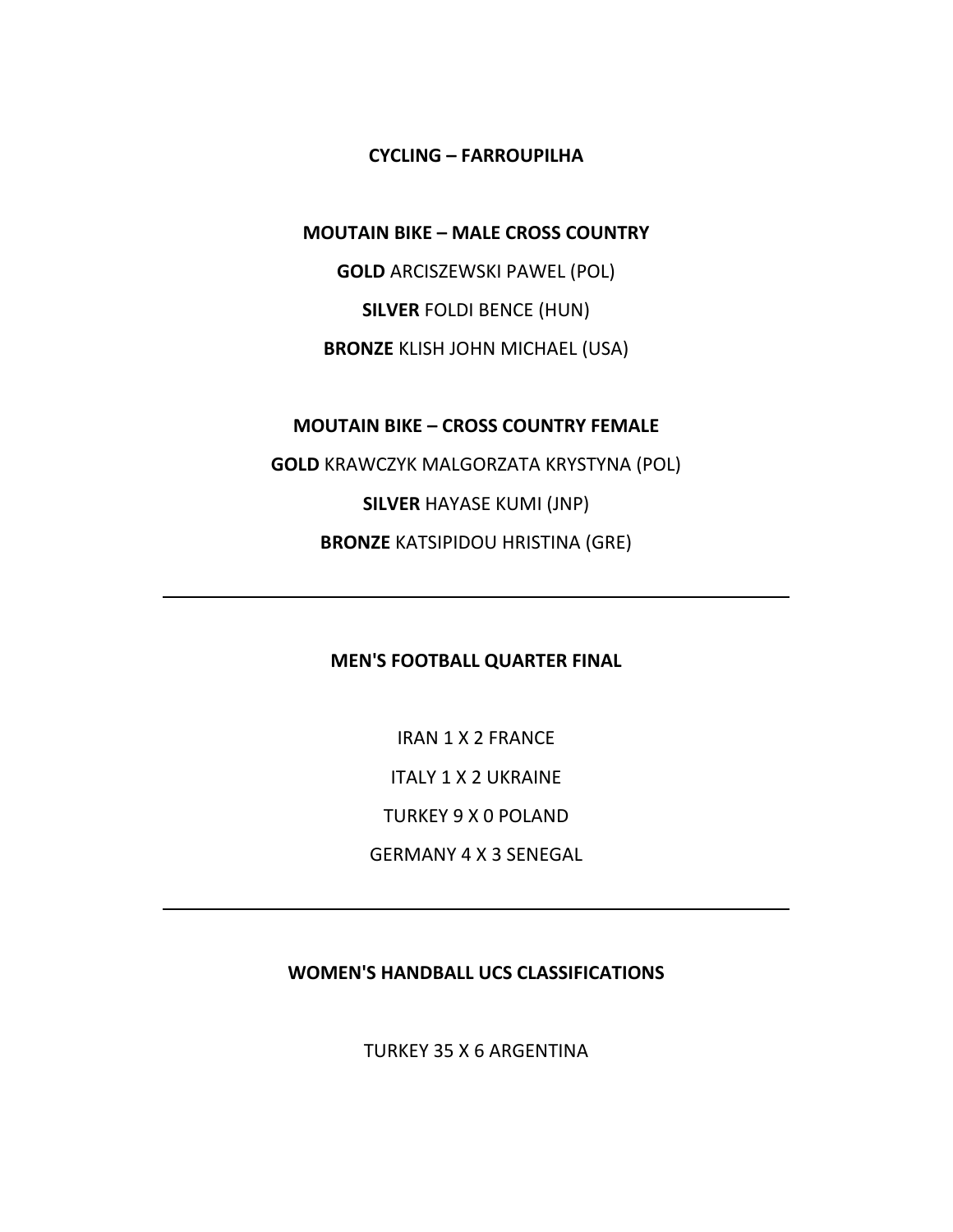**CYCLING – FARROUPILHA**

**MOUTAIN BIKE – MALE CROSS COUNTRY**

**GOLD** ARCISZEWSKI PAWEL (POL)

**SILVER** FOLDI BENCE (HUN)

**BRONZE** KLISH JOHN MICHAEL (USA)

**MOUTAIN BIKE – CROSS COUNTRY FEMALE**

**GOLD** KRAWCZYK MALGORZATA KRYSTYNA (POL)

**SILVER** HAYASE KUMI (JNP)

**BRONZE** KATSIPIDOU HRISTINA (GRE)

---

**MEN'S FOOTBALL QUARTER FINAL**

IRAN 1 X 2 FRANCE

ITALY 1 X 2 UKRAINE

TURKEY 9 X 0 POLAND

GERMANY 4 X 3 SENEGAL

---

**WOMEN'S HANDBALL UCS CLASSIFICATIONS**

TURKEY 35 X 6 ARGENTINA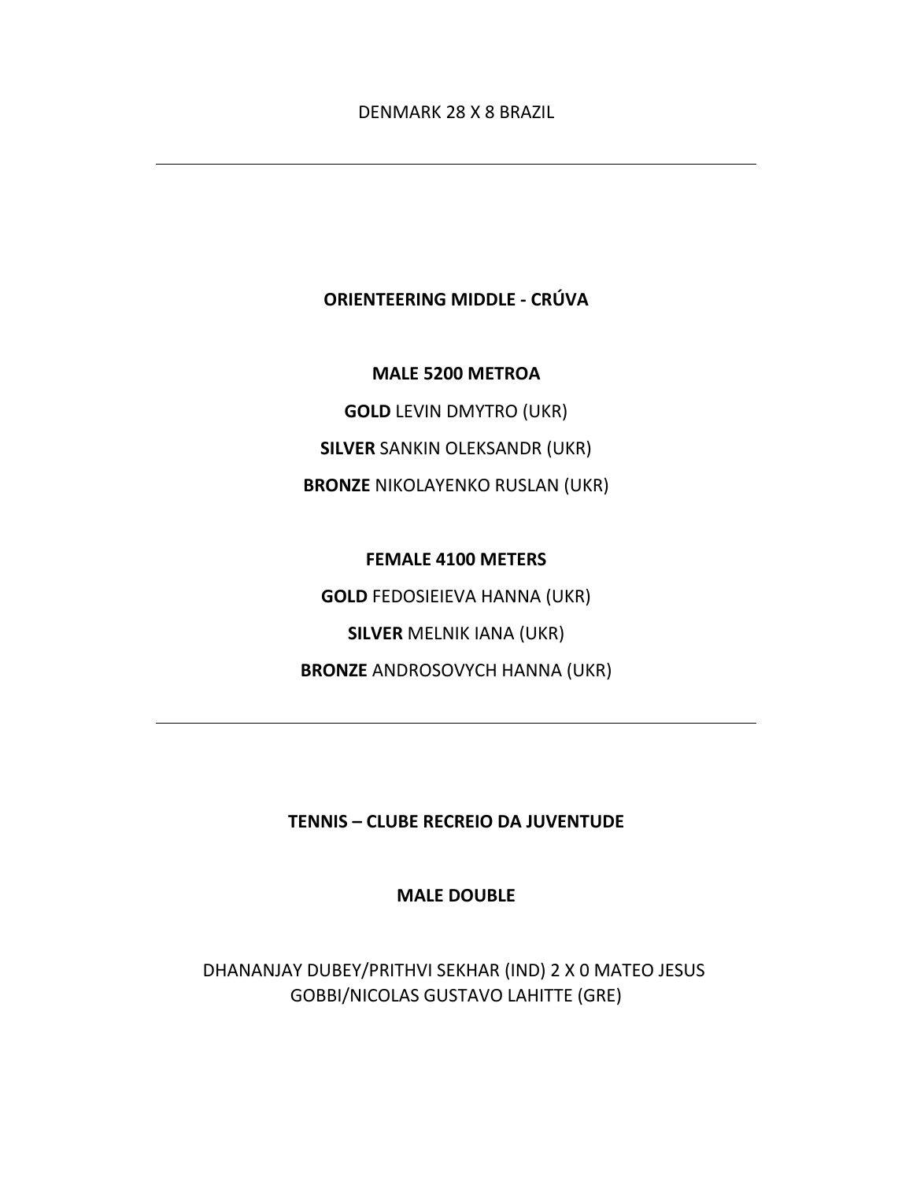DENMARK 28 X 8 BRAZIL

---

**ORIENTEERING MIDDLE - CRÚVA**

**MALE 5200 METROA**

**GOLD** LEVIN DMYTRO (UKR)

**SILVER** SANKIN OLEKSANDR (UKR)

**BRONZE** NIKOLAYENKO RUSLAN (UKR)

**FEMALE 4100 METERS**

**GOLD** FEDOSIEIEVA HANNA (UKR)

**SILVER** MELNIK IANA (UKR)

**BRONZE** ANDROSOVYCH HANNA (UKR)

---

**TENNIS – CLUBE RECREIO DA JUVENTUDE**

**MALE DOUBLE**

DHANANJAY DUBEY/PRITHVI SEKHAR (IND) 2 X 0 MATEO JESUS GOBBI/NICOLAS GUSTAVO LAHITTE (GRE)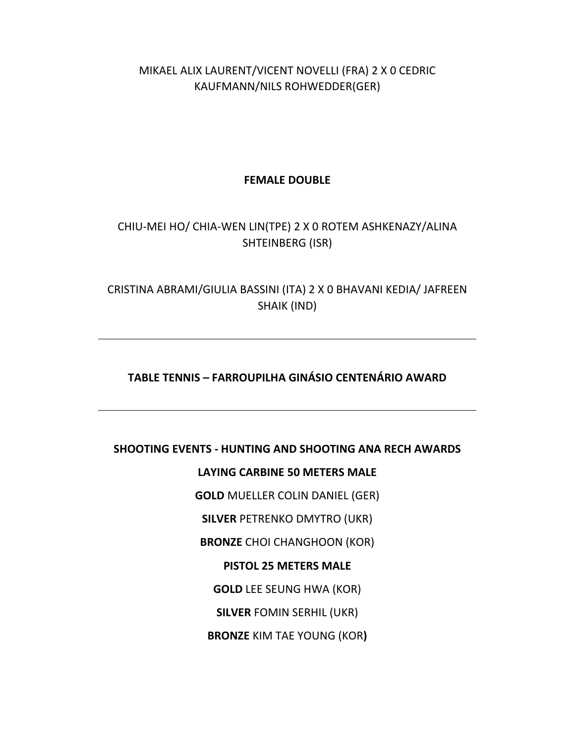MIKAEL ALIX LAURENT/VICENT NOVELLI (FRA) 2 X 0 CEDRIC KAUFMANN/NILS ROHWEDDER(GER)

**FEMALE DOUBLE**

CHIU-MEI HO/ CHIA-WEN LIN(TPE) 2 X 0 ROTEM ASHKENAZY/ALINA SHTEINBERG (ISR)

CRISTINA ABRAMI/GIULIA BASSINI (ITA) 2 X 0 BHAVANI KEDIA/ JAFREEN SHAIK (IND)

---

**TABLE TENNIS – FARROUPILHA GINÁSIO CENTENÁRIO AWARD**

---

**SHOOTING EVENTS - HUNTING AND SHOOTING ANA RECH AWARDS**

**LAYING CARBINE 50 METERS MALE**

**GOLD** MUELLER COLIN DANIEL (GER)

**SILVER** PETRENKO DMYTRO (UKR)

**BRONZE** CHOI CHANGHOON (KOR)

**PISTOL 25 METERS MALE**

**GOLD** LEE SEUNG HWA (KOR)

**SILVER** FOMIN SERHIL (UKR)

**BRONZE** KIM TAE YOUNG (KOR)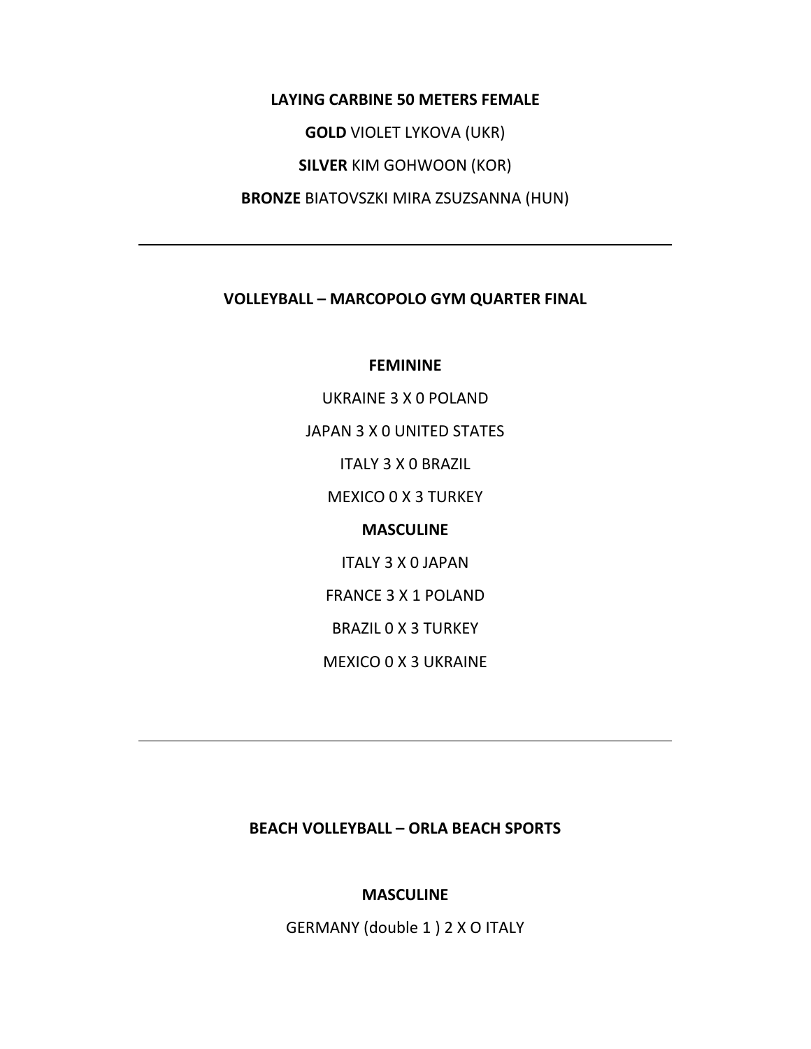**LAYING CARBINE 50 METERS FEMALE**

**GOLD** VIOLET LYKOVA (UKR)

**SILVER** KIM GOHWOON (KOR)

**BRONZE** BIATOVSZKI MIRA ZSUZSANNA (HUN)

---

**VOLLEYBALL – MARCOPOLO GYM QUARTER FINAL**

**FEMININE**

UKRAINE 3 X 0 POLAND

JAPAN 3 X 0 UNITED STATES

ITALY 3 X 0 BRAZIL

MEXICO 0 X 3 TURKEY

**MASCULINE**

ITALY 3 X 0 JAPAN

FRANCE 3 X 1 POLAND

BRAZIL 0 X 3 TURKEY

MEXICO 0 X 3 UKRAINE

---

**BEACH VOLLEYBALL – ORLA BEACH SPORTS**

**MASCULINE**

GERMANY (double 1 ) 2 X O ITALY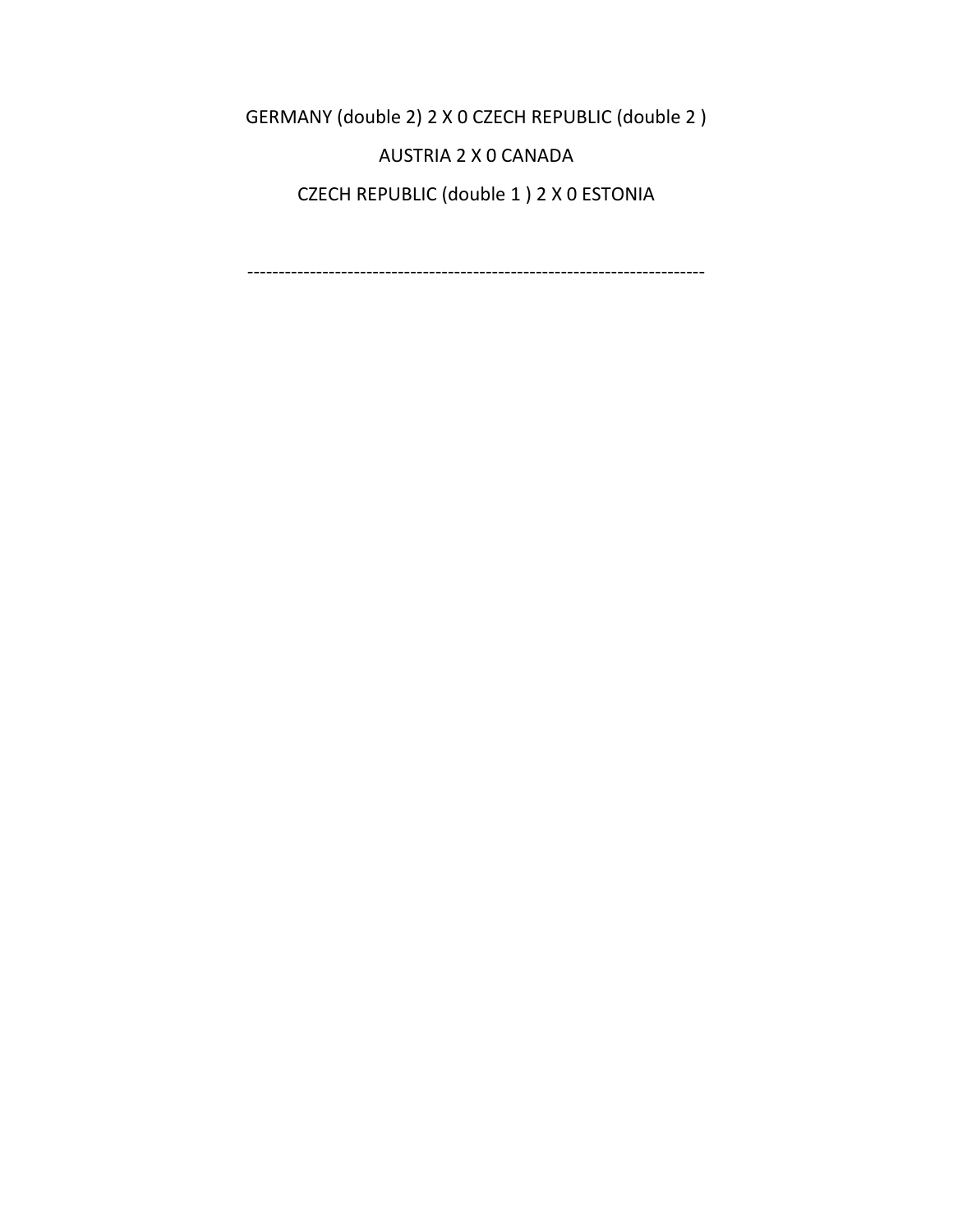GERMANY (double 2) 2 X 0 CZECH REPUBLIC (double 2 )

AUSTRIA 2 X 0 CANADA

CZECH REPUBLIC (double 1 ) 2 X 0 ESTONIA

---